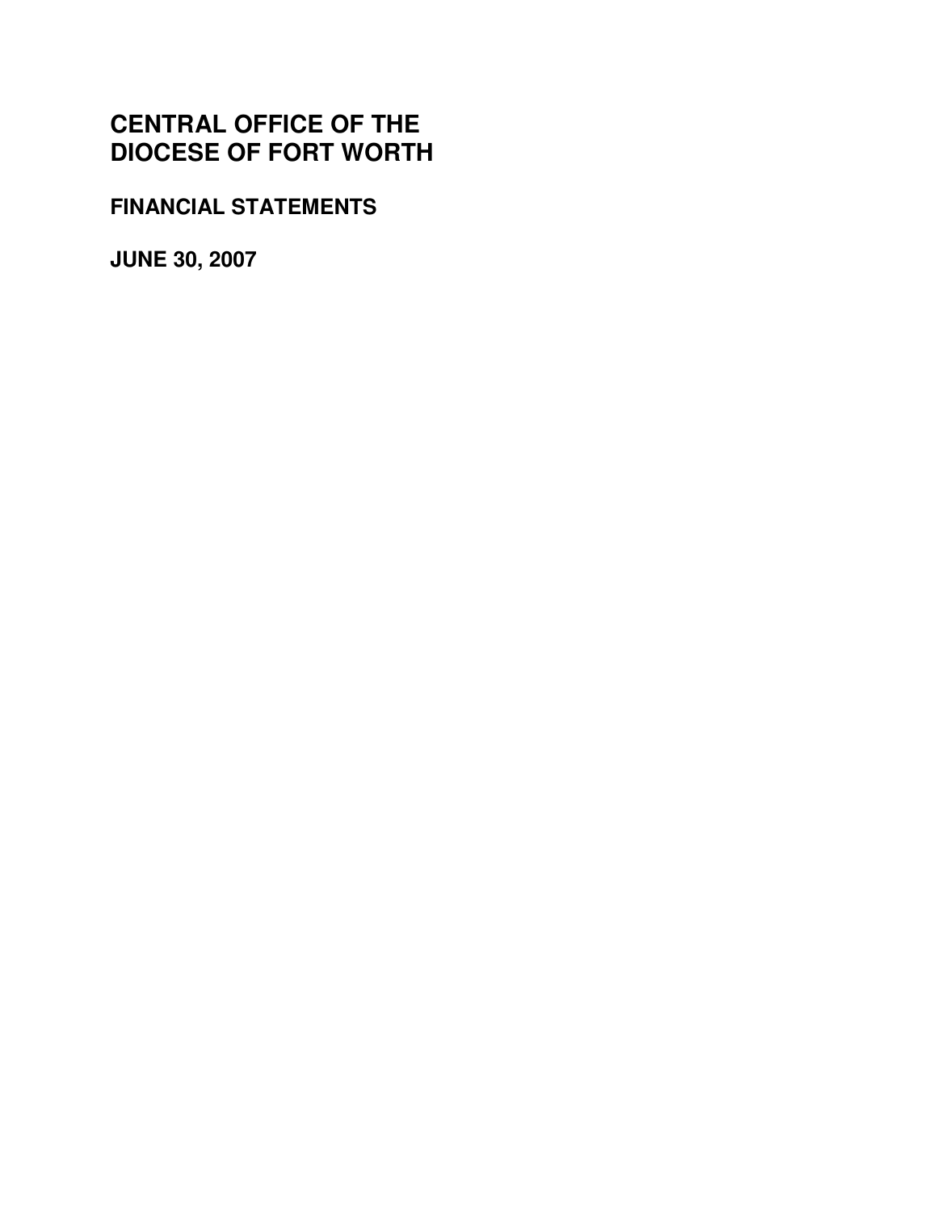# CENTRAL OFFICE OF THE DIOCESE OF FORT WORTH

## FINANCIAL STATEMENTS

## JUNE 30, 2007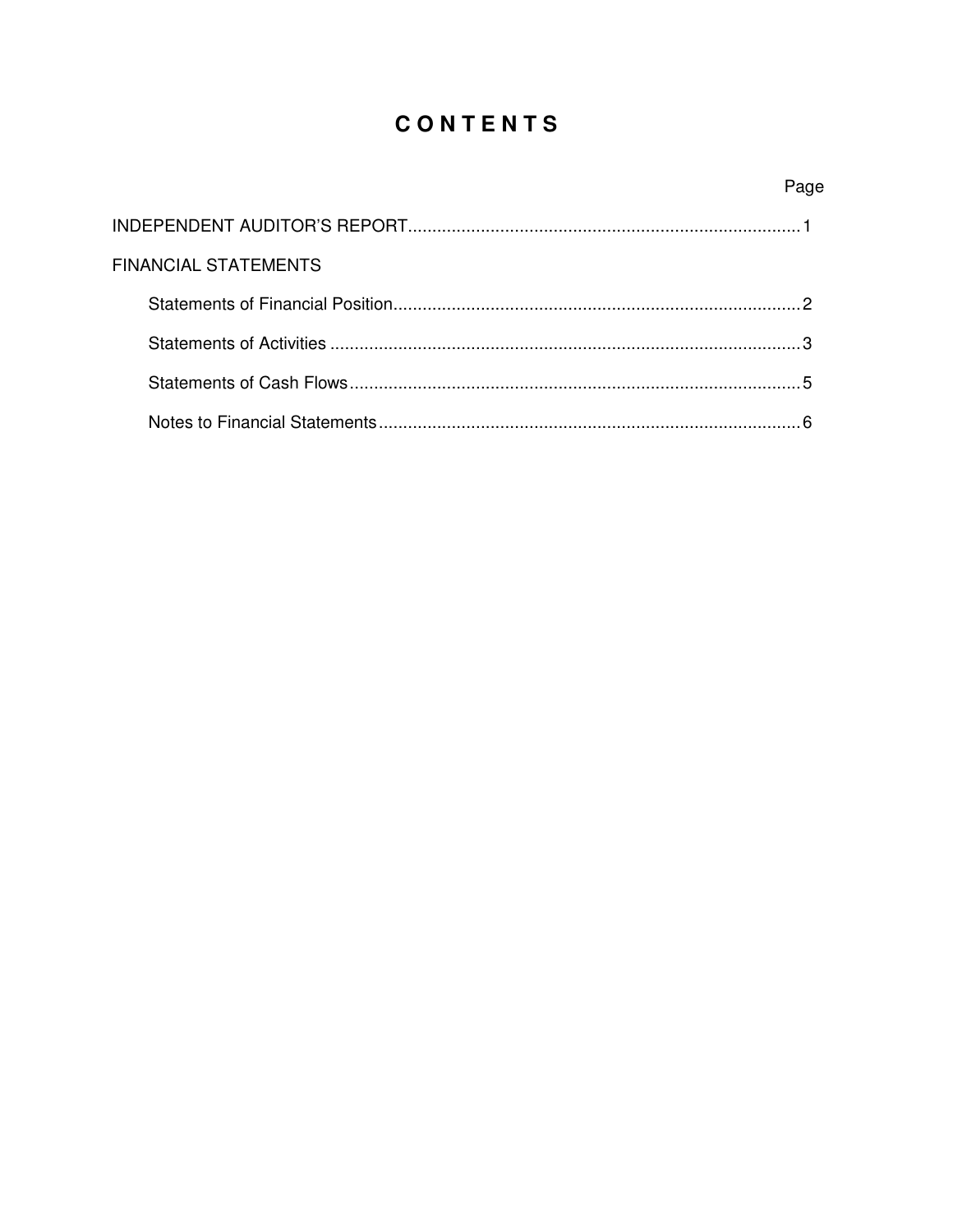# C O N T E N T S

| | Page |
|---|---|
| INDEPENDENT AUDITOR'S REPORT | 1 |
| FINANCIAL STATEMENTS | |
| Statements of Financial Position | 2 |
| Statements of Activities | 3 |
| Statements of Cash Flows | 5 |
| Notes to Financial Statements | 6 |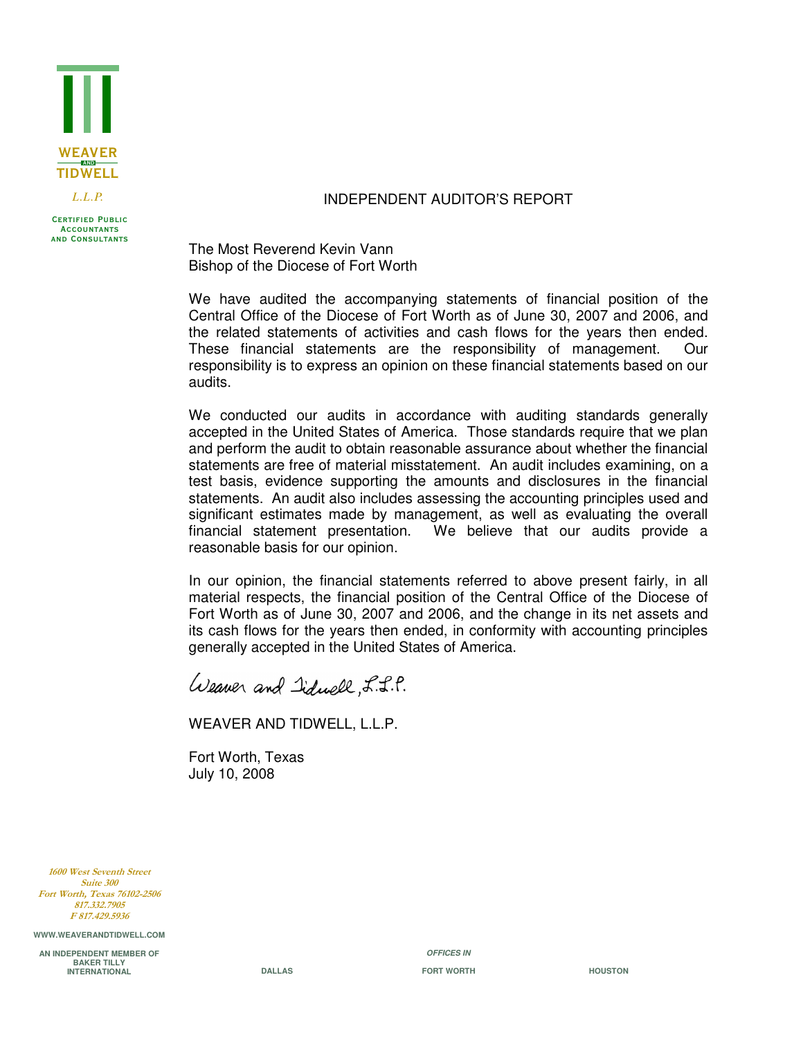WEAVER AND TIDWELL

*L.L.P.*

CERTIFIED PUBLIC ACCOUNTANTS AND CONSULTANTS

# INDEPENDENT AUDITOR'S REPORT

The Most Reverend Kevin Vann
Bishop of the Diocese of Fort Worth

We have audited the accompanying statements of financial position of the Central Office of the Diocese of Fort Worth as of June 30, 2007 and 2006, and the related statements of activities and cash flows for the years then ended. These financial statements are the responsibility of management. Our responsibility is to express an opinion on these financial statements based on our audits.

We conducted our audits in accordance with auditing standards generally accepted in the United States of America. Those standards require that we plan and perform the audit to obtain reasonable assurance about whether the financial statements are free of material misstatement. An audit includes examining, on a test basis, evidence supporting the amounts and disclosures in the financial statements. An audit also includes assessing the accounting principles used and significant estimates made by management, as well as evaluating the overall financial statement presentation. We believe that our audits provide a reasonable basis for our opinion.

In our opinion, the financial statements referred to above present fairly, in all material respects, the financial position of the Central Office of the Diocese of Fort Worth as of June 30, 2007 and 2006, and the change in its net assets and its cash flows for the years then ended, in conformity with accounting principles generally accepted in the United States of America.

*Weaver and Tidwell, L.L.P.*

WEAVER AND TIDWELL, L.L.P.

Fort Worth, Texas
July 10, 2008

*1600 West Seventh Street*
*Suite 300*
*Fort Worth, Texas 76102-2506*
*817.332.7905*
*F 817.429.5936*

WWW.WEAVERANDTIDWELL.COM

AN INDEPENDENT MEMBER OF BAKER TILLY INTERNATIONAL

*OFFICES IN*

DALLAS FORT WORTH HOUSTON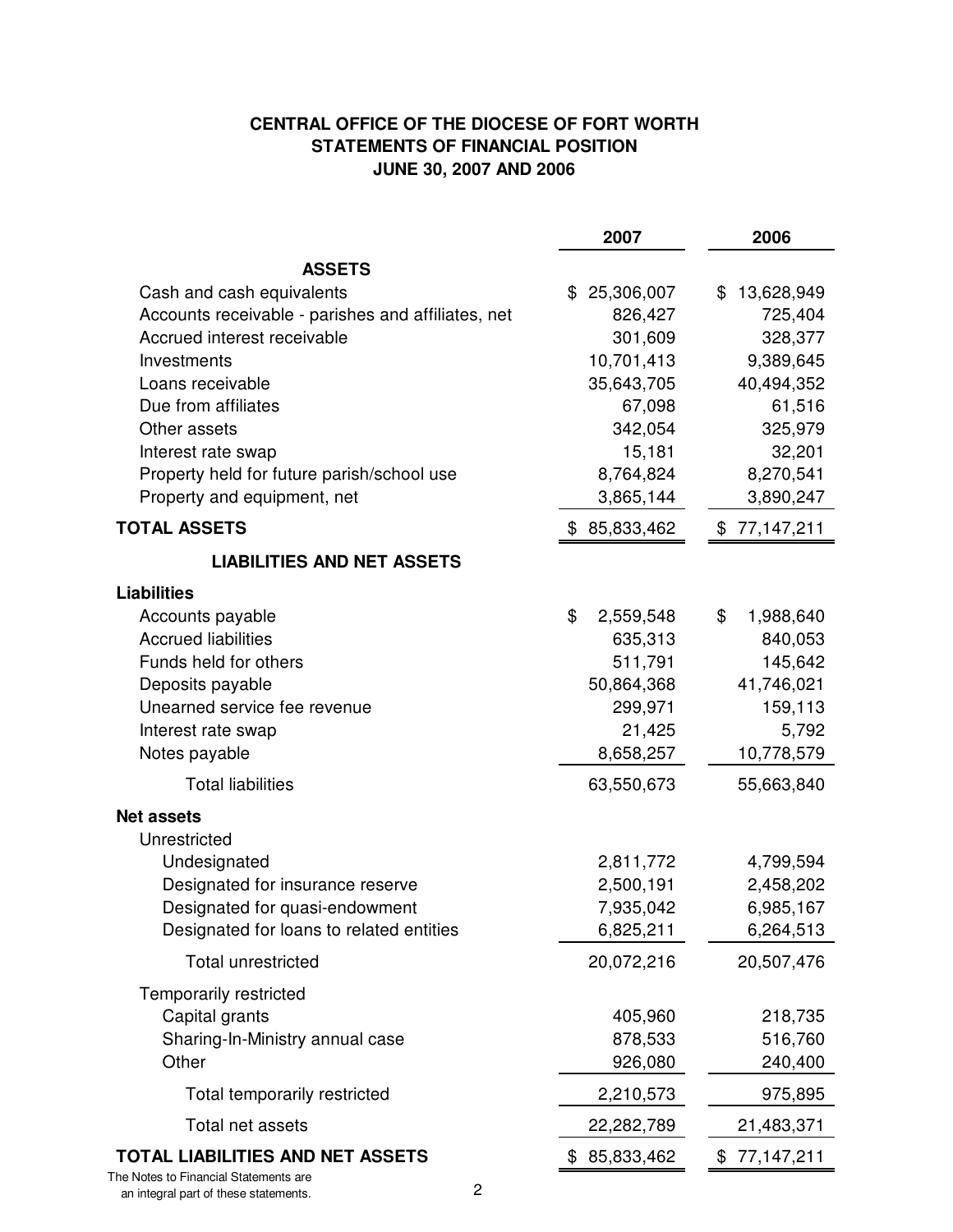# CENTRAL OFFICE OF THE DIOCESE OF FORT WORTH
## STATEMENTS OF FINANCIAL POSITION
### JUNE 30, 2007 AND 2006

| | 2007 | 2006 |
|---|---|---|
| **ASSETS** | | |
| Cash and cash equivalents | $ 25,306,007 | $ 13,628,949 |
| Accounts receivable - parishes and affiliates, net | 826,427 | 725,404 |
| Accrued interest receivable | 301,609 | 328,377 |
| Investments | 10,701,413 | 9,389,645 |
| Loans receivable | 35,643,705 | 40,494,352 |
| Due from affiliates | 67,098 | 61,516 |
| Other assets | 342,054 | 325,979 |
| Interest rate swap | 15,181 | 32,201 |
| Property held for future parish/school use | 8,764,824 | 8,270,541 |
| Property and equipment, net | 3,865,144 | 3,890,247 |
| **TOTAL ASSETS** | $ 85,833,462 | $ 77,147,211 |
| **LIABILITIES AND NET ASSETS** | | |
| **Liabilities** | | |
| Accounts payable | $ 2,559,548 | $ 1,988,640 |
| Accrued liabilities | 635,313 | 840,053 |
| Funds held for others | 511,791 | 145,642 |
| Deposits payable | 50,864,368 | 41,746,021 |
| Unearned service fee revenue | 299,971 | 159,113 |
| Interest rate swap | 21,425 | 5,792 |
| Notes payable | 8,658,257 | 10,778,579 |
| Total liabilities | 63,550,673 | 55,663,840 |
| **Net assets** | | |
| Unrestricted | | |
| Undesignated | 2,811,772 | 4,799,594 |
| Designated for insurance reserve | 2,500,191 | 2,458,202 |
| Designated for quasi-endowment | 7,935,042 | 6,985,167 |
| Designated for loans to related entities | 6,825,211 | 6,264,513 |
| Total unrestricted | 20,072,216 | 20,507,476 |
| Temporarily restricted | | |
| Capital grants | 405,960 | 218,735 |
| Sharing-In-Ministry annual case | 878,533 | 516,760 |
| Other | 926,080 | 240,400 |
| Total temporarily restricted | 2,210,573 | 975,895 |
| Total net assets | 22,282,789 | 21,483,371 |
| **TOTAL LIABILITIES AND NET ASSETS** | $ 85,833,462 | $ 77,147,211 |

The Notes to Financial Statements are an integral part of these statements.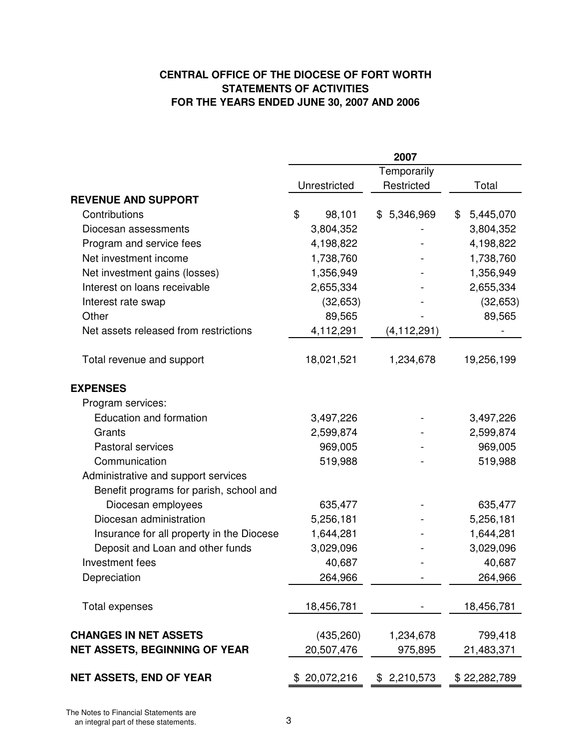**CENTRAL OFFICE OF THE DIOCESE OF FORT WORTH**
**STATEMENTS OF ACTIVITIES**
**FOR THE YEARS ENDED JUNE 30, 2007 AND 2006**

| | 2007 | | |
|---|---|---|---|
| | Unrestricted | Temporarily Restricted | Total |
| **REVENUE AND SUPPORT** | | | |
| Contributions | $ 98,101 | $ 5,346,969 | $ 5,445,070 |
| Diocesan assessments | 3,804,352 | - | 3,804,352 |
| Program and service fees | 4,198,822 | - | 4,198,822 |
| Net investment income | 1,738,760 | - | 1,738,760 |
| Net investment gains (losses) | 1,356,949 | - | 1,356,949 |
| Interest on loans receivable | 2,655,334 | - | 2,655,334 |
| Interest rate swap | (32,653) | - | (32,653) |
| Other | 89,565 | - | 89,565 |
| Net assets released from restrictions | 4,112,291 | (4,112,291) | - |
| Total revenue and support | 18,021,521 | 1,234,678 | 19,256,199 |
| **EXPENSES** | | | |
| Program services: | | | |
| Education and formation | 3,497,226 | - | 3,497,226 |
| Grants | 2,599,874 | - | 2,599,874 |
| Pastoral services | 969,005 | - | 969,005 |
| Communication | 519,988 | - | 519,988 |
| Administrative and support services | | | |
| Benefit programs for parish, school and Diocesan employees | 635,477 | - | 635,477 |
| Diocesan administration | 5,256,181 | - | 5,256,181 |
| Insurance for all property in the Diocese | 1,644,281 | - | 1,644,281 |
| Deposit and Loan and other funds | 3,029,096 | - | 3,029,096 |
| Investment fees | 40,687 | - | 40,687 |
| Depreciation | 264,966 | - | 264,966 |
| Total expenses | 18,456,781 | - | 18,456,781 |
| **CHANGES IN NET ASSETS** | (435,260) | 1,234,678 | 799,418 |
| **NET ASSETS, BEGINNING OF YEAR** | 20,507,476 | 975,895 | 21,483,371 |
| **NET ASSETS, END OF YEAR** | $ 20,072,216 | $ 2,210,573 | $ 22,282,789 |

The Notes to Financial Statements are an integral part of these statements.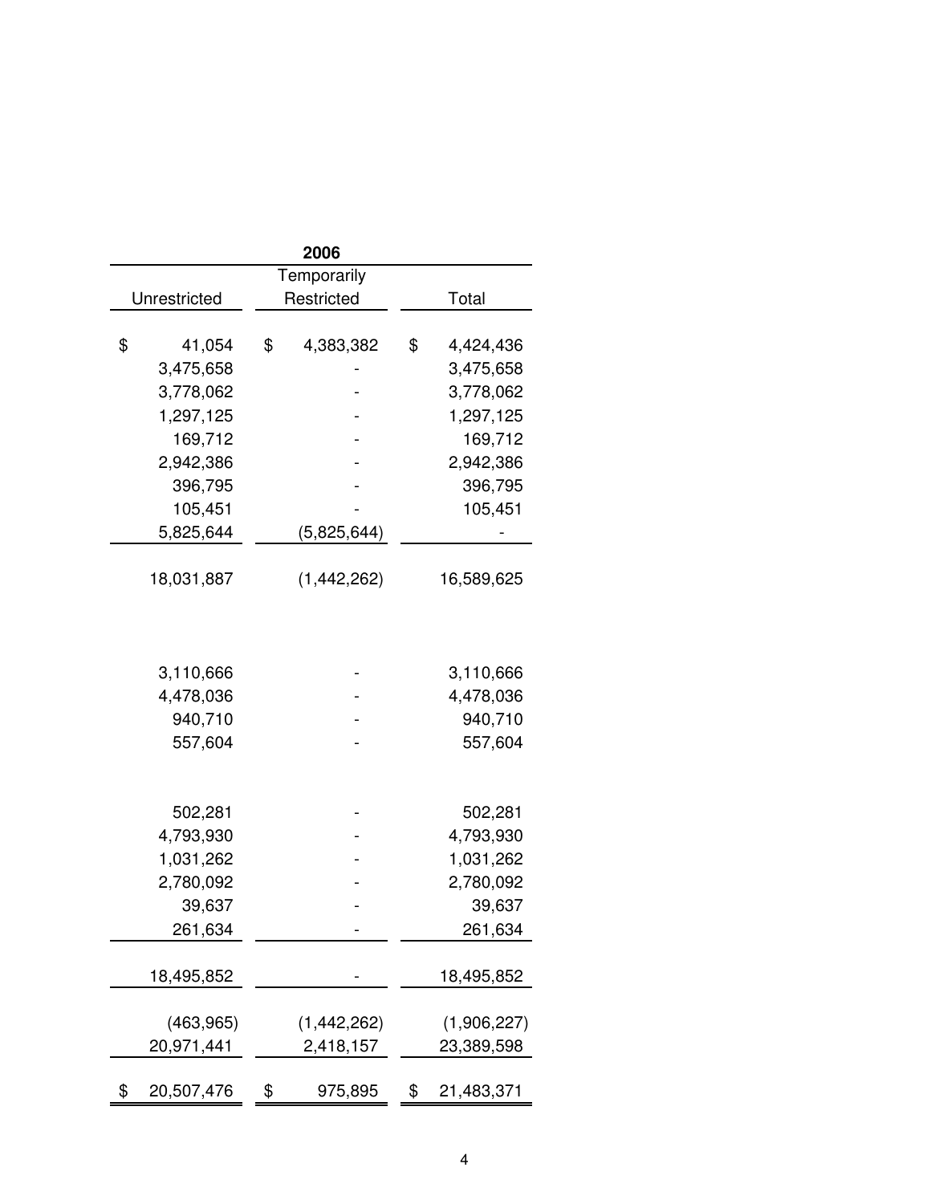| 2006 | | |
| --- | --- | --- |
| Unrestricted | Temporarily Restricted | Total |
| $ 41,054 | $ 4,383,382 | $ 4,424,436 |
| 3,475,658 | - | 3,475,658 |
| 3,778,062 | - | 3,778,062 |
| 1,297,125 | - | 1,297,125 |
| 169,712 | - | 169,712 |
| 2,942,386 | - | 2,942,386 |
| 396,795 | - | 396,795 |
| 105,451 | - | 105,451 |
| 5,825,644 | (5,825,644) | - |
| 18,031,887 | (1,442,262) | 16,589,625 |
| | | |
| 3,110,666 | - | 3,110,666 |
| 4,478,036 | - | 4,478,036 |
| 940,710 | - | 940,710 |
| 557,604 | - | 557,604 |
| | | |
| 502,281 | - | 502,281 |
| 4,793,930 | - | 4,793,930 |
| 1,031,262 | - | 1,031,262 |
| 2,780,092 | - | 2,780,092 |
| 39,637 | - | 39,637 |
| 261,634 | - | 261,634 |
| 18,495,852 | - | 18,495,852 |
| (463,965) | (1,442,262) | (1,906,227) |
| 20,971,441 | 2,418,157 | 23,389,598 |
| $ 20,507,476 | $ 975,895 | $ 21,483,371 |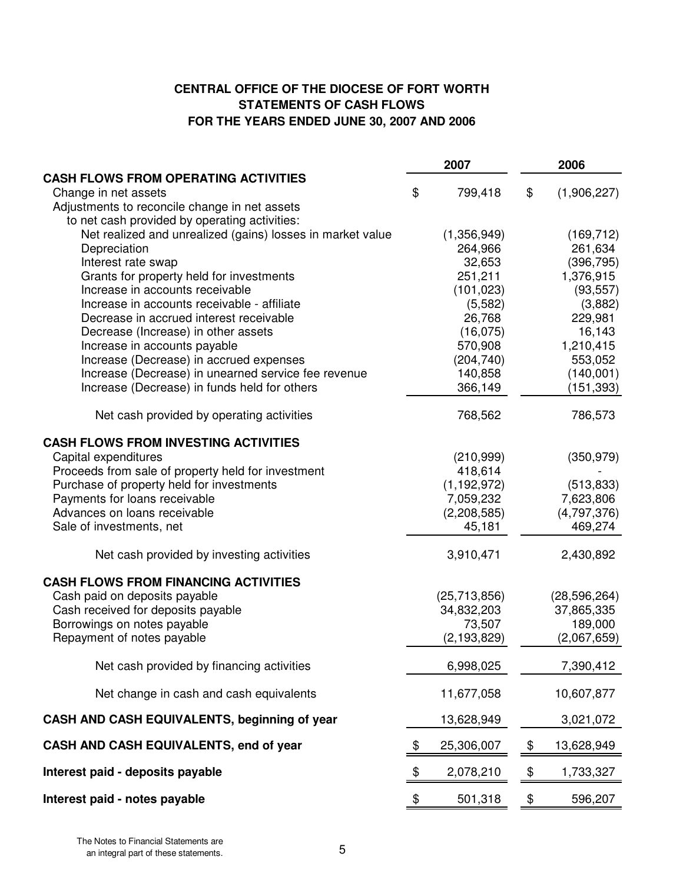**CENTRAL OFFICE OF THE DIOCESE OF FORT WORTH**
**STATEMENTS OF CASH FLOWS**
**FOR THE YEARS ENDED JUNE 30, 2007 AND 2006**

| | 2007 | 2006 |
|---|---|---|
| **CASH FLOWS FROM OPERATING ACTIVITIES** | | |
| Change in net assets | $ 799,418 | $ (1,906,227) |
| Adjustments to reconcile change in net assets to net cash provided by operating activities: | | |
| Net realized and unrealized (gains) losses in market value | (1,356,949) | (169,712) |
| Depreciation | 264,966 | 261,634 |
| Interest rate swap | 32,653 | (396,795) |
| Grants for property held for investments | 251,211 | 1,376,915 |
| Increase in accounts receivable | (101,023) | (93,557) |
| Increase in accounts receivable - affiliate | (5,582) | (3,882) |
| Decrease in accrued interest receivable | 26,768 | 229,981 |
| Decrease (Increase) in other assets | (16,075) | 16,143 |
| Increase in accounts payable | 570,908 | 1,210,415 |
| Increase (Decrease) in accrued expenses | (204,740) | 553,052 |
| Increase (Decrease) in unearned service fee revenue | 140,858 | (140,001) |
| Increase (Decrease) in funds held for others | 366,149 | (151,393) |
| Net cash provided by operating activities | 768,562 | 786,573 |
| **CASH FLOWS FROM INVESTING ACTIVITIES** | | |
| Capital expenditures | (210,999) | (350,979) |
| Proceeds from sale of property held for investment | 418,614 | - |
| Purchase of property held for investments | (1,192,972) | (513,833) |
| Payments for loans receivable | 7,059,232 | 7,623,806 |
| Advances on loans receivable | (2,208,585) | (4,797,376) |
| Sale of investments, net | 45,181 | 469,274 |
| Net cash provided by investing activities | 3,910,471 | 2,430,892 |
| **CASH FLOWS FROM FINANCING ACTIVITIES** | | |
| Cash paid on deposits payable | (25,713,856) | (28,596,264) |
| Cash received for deposits payable | 34,832,203 | 37,865,335 |
| Borrowings on notes payable | 73,507 | 189,000 |
| Repayment of notes payable | (2,193,829) | (2,067,659) |
| Net cash provided by financing activities | 6,998,025 | 7,390,412 |
| Net change in cash and cash equivalents | 11,677,058 | 10,607,877 |
| **CASH AND CASH EQUIVALENTS, beginning of year** | 13,628,949 | 3,021,072 |
| **CASH AND CASH EQUIVALENTS, end of year** | $ 25,306,007 | $ 13,628,949 |
| **Interest paid - deposits payable** | $ 2,078,210 | $ 1,733,327 |
| **Interest paid - notes payable** | $ 501,318 | $ 596,207 |

The Notes to Financial Statements are an integral part of these statements.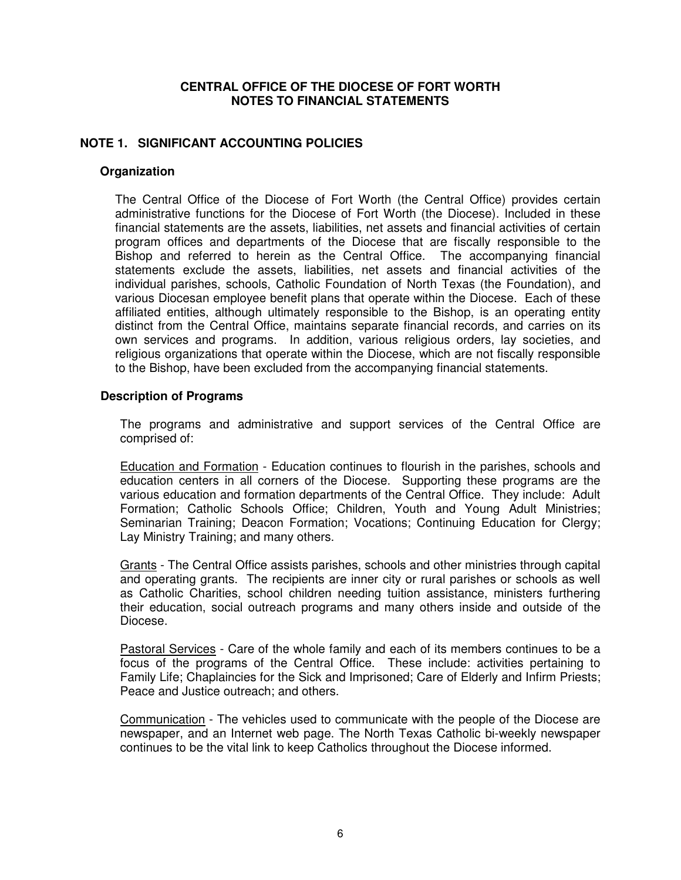# CENTRAL OFFICE OF THE DIOCESE OF FORT WORTH
# NOTES TO FINANCIAL STATEMENTS

## NOTE 1. SIGNIFICANT ACCOUNTING POLICIES

### Organization

The Central Office of the Diocese of Fort Worth (the Central Office) provides certain administrative functions for the Diocese of Fort Worth (the Diocese). Included in these financial statements are the assets, liabilities, net assets and financial activities of certain program offices and departments of the Diocese that are fiscally responsible to the Bishop and referred to herein as the Central Office. The accompanying financial statements exclude the assets, liabilities, net assets and financial activities of the individual parishes, schools, Catholic Foundation of North Texas (the Foundation), and various Diocesan employee benefit plans that operate within the Diocese. Each of these affiliated entities, although ultimately responsible to the Bishop, is an operating entity distinct from the Central Office, maintains separate financial records, and carries on its own services and programs. In addition, various religious orders, lay societies, and religious organizations that operate within the Diocese, which are not fiscally responsible to the Bishop, have been excluded from the accompanying financial statements.

### Description of Programs

The programs and administrative and support services of the Central Office are comprised of:

Education and Formation - Education continues to flourish in the parishes, schools and education centers in all corners of the Diocese. Supporting these programs are the various education and formation departments of the Central Office. They include: Adult Formation; Catholic Schools Office; Children, Youth and Young Adult Ministries; Seminarian Training; Deacon Formation; Vocations; Continuing Education for Clergy; Lay Ministry Training; and many others.

Grants - The Central Office assists parishes, schools and other ministries through capital and operating grants. The recipients are inner city or rural parishes or schools as well as Catholic Charities, school children needing tuition assistance, ministers furthering their education, social outreach programs and many others inside and outside of the Diocese.

Pastoral Services - Care of the whole family and each of its members continues to be a focus of the programs of the Central Office. These include: activities pertaining to Family Life; Chaplaincies for the Sick and Imprisoned; Care of Elderly and Infirm Priests; Peace and Justice outreach; and others.

Communication - The vehicles used to communicate with the people of the Diocese are newspaper, and an Internet web page. The North Texas Catholic bi-weekly newspaper continues to be the vital link to keep Catholics throughout the Diocese informed.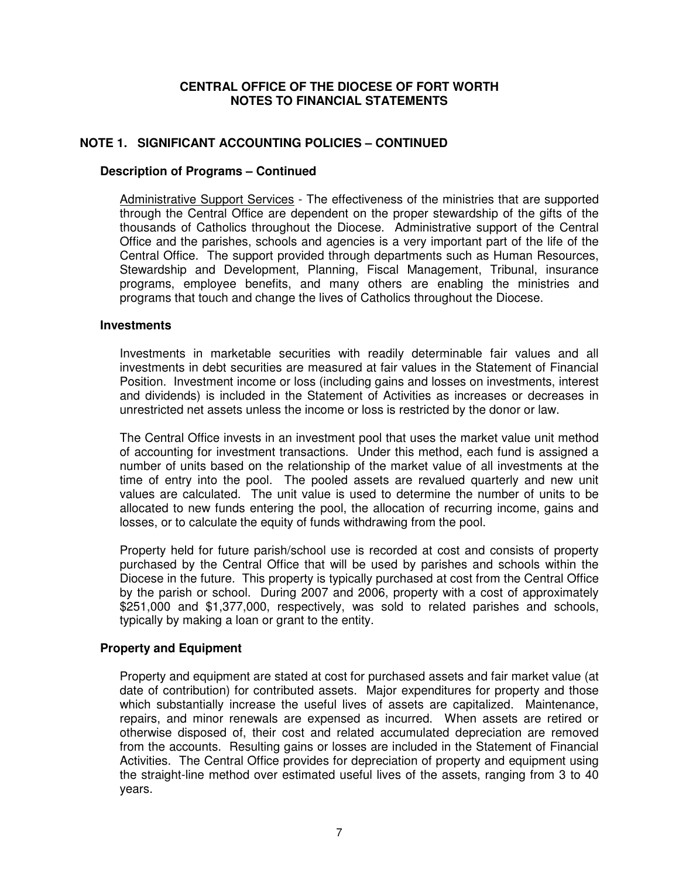## CENTRAL OFFICE OF THE DIOCESE OF FORT WORTH
## NOTES TO FINANCIAL STATEMENTS

### NOTE 1. SIGNIFICANT ACCOUNTING POLICIES – CONTINUED

#### Description of Programs – Continued

Administrative Support Services - The effectiveness of the ministries that are supported through the Central Office are dependent on the proper stewardship of the gifts of the thousands of Catholics throughout the Diocese. Administrative support of the Central Office and the parishes, schools and agencies is a very important part of the life of the Central Office. The support provided through departments such as Human Resources, Stewardship and Development, Planning, Fiscal Management, Tribunal, insurance programs, employee benefits, and many others are enabling the ministries and programs that touch and change the lives of Catholics throughout the Diocese.

#### Investments

Investments in marketable securities with readily determinable fair values and all investments in debt securities are measured at fair values in the Statement of Financial Position. Investment income or loss (including gains and losses on investments, interest and dividends) is included in the Statement of Activities as increases or decreases in unrestricted net assets unless the income or loss is restricted by the donor or law.

The Central Office invests in an investment pool that uses the market value unit method of accounting for investment transactions. Under this method, each fund is assigned a number of units based on the relationship of the market value of all investments at the time of entry into the pool. The pooled assets are revalued quarterly and new unit values are calculated. The unit value is used to determine the number of units to be allocated to new funds entering the pool, the allocation of recurring income, gains and losses, or to calculate the equity of funds withdrawing from the pool.

Property held for future parish/school use is recorded at cost and consists of property purchased by the Central Office that will be used by parishes and schools within the Diocese in the future. This property is typically purchased at cost from the Central Office by the parish or school. During 2007 and 2006, property with a cost of approximately \$251,000 and \$1,377,000, respectively, was sold to related parishes and schools, typically by making a loan or grant to the entity.

#### Property and Equipment

Property and equipment are stated at cost for purchased assets and fair market value (at date of contribution) for contributed assets. Major expenditures for property and those which substantially increase the useful lives of assets are capitalized. Maintenance, repairs, and minor renewals are expensed as incurred. When assets are retired or otherwise disposed of, their cost and related accumulated depreciation are removed from the accounts. Resulting gains or losses are included in the Statement of Financial Activities. The Central Office provides for depreciation of property and equipment using the straight-line method over estimated useful lives of the assets, ranging from 3 to 40 years.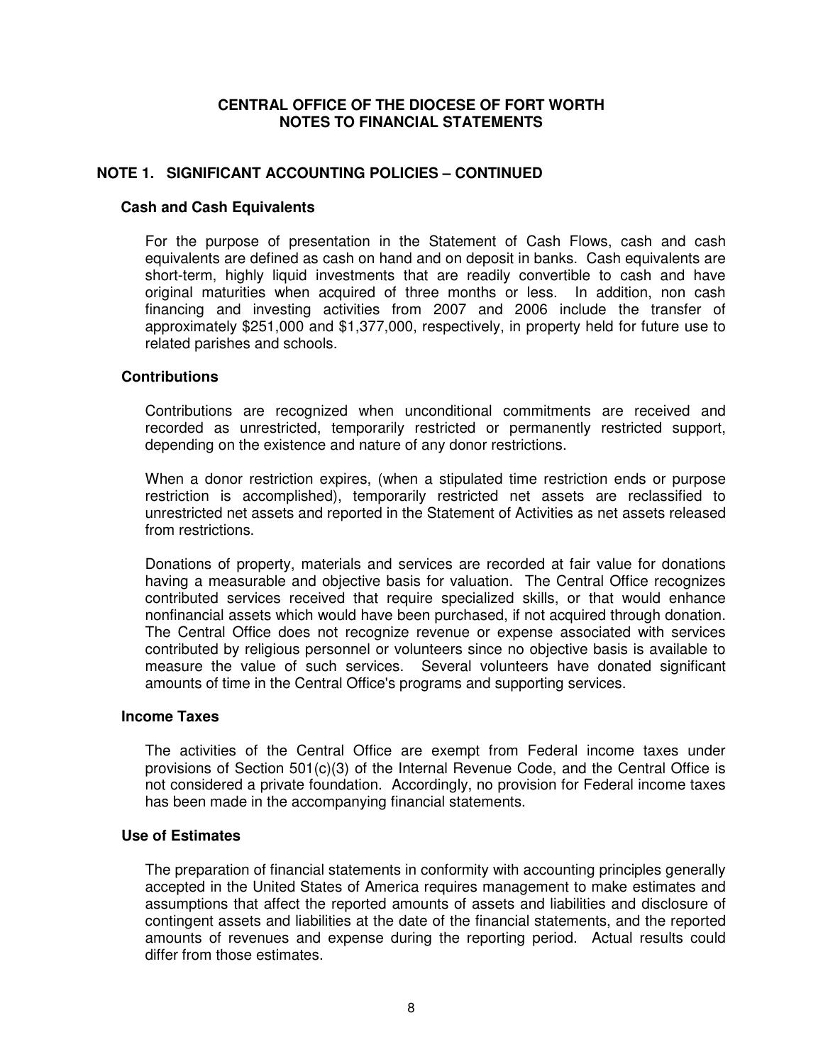**CENTRAL OFFICE OF THE DIOCESE OF FORT WORTH**
**NOTES TO FINANCIAL STATEMENTS**

## NOTE 1. SIGNIFICANT ACCOUNTING POLICIES – CONTINUED

### Cash and Cash Equivalents

For the purpose of presentation in the Statement of Cash Flows, cash and cash equivalents are defined as cash on hand and on deposit in banks. Cash equivalents are short-term, highly liquid investments that are readily convertible to cash and have original maturities when acquired of three months or less. In addition, non cash financing and investing activities from 2007 and 2006 include the transfer of approximately $251,000 and $1,377,000, respectively, in property held for future use to related parishes and schools.

### Contributions

Contributions are recognized when unconditional commitments are received and recorded as unrestricted, temporarily restricted or permanently restricted support, depending on the existence and nature of any donor restrictions.

When a donor restriction expires, (when a stipulated time restriction ends or purpose restriction is accomplished), temporarily restricted net assets are reclassified to unrestricted net assets and reported in the Statement of Activities as net assets released from restrictions.

Donations of property, materials and services are recorded at fair value for donations having a measurable and objective basis for valuation. The Central Office recognizes contributed services received that require specialized skills, or that would enhance nonfinancial assets which would have been purchased, if not acquired through donation. The Central Office does not recognize revenue or expense associated with services contributed by religious personnel or volunteers since no objective basis is available to measure the value of such services. Several volunteers have donated significant amounts of time in the Central Office's programs and supporting services.

### Income Taxes

The activities of the Central Office are exempt from Federal income taxes under provisions of Section 501(c)(3) of the Internal Revenue Code, and the Central Office is not considered a private foundation. Accordingly, no provision for Federal income taxes has been made in the accompanying financial statements.

### Use of Estimates

The preparation of financial statements in conformity with accounting principles generally accepted in the United States of America requires management to make estimates and assumptions that affect the reported amounts of assets and liabilities and disclosure of contingent assets and liabilities at the date of the financial statements, and the reported amounts of revenues and expense during the reporting period. Actual results could differ from those estimates.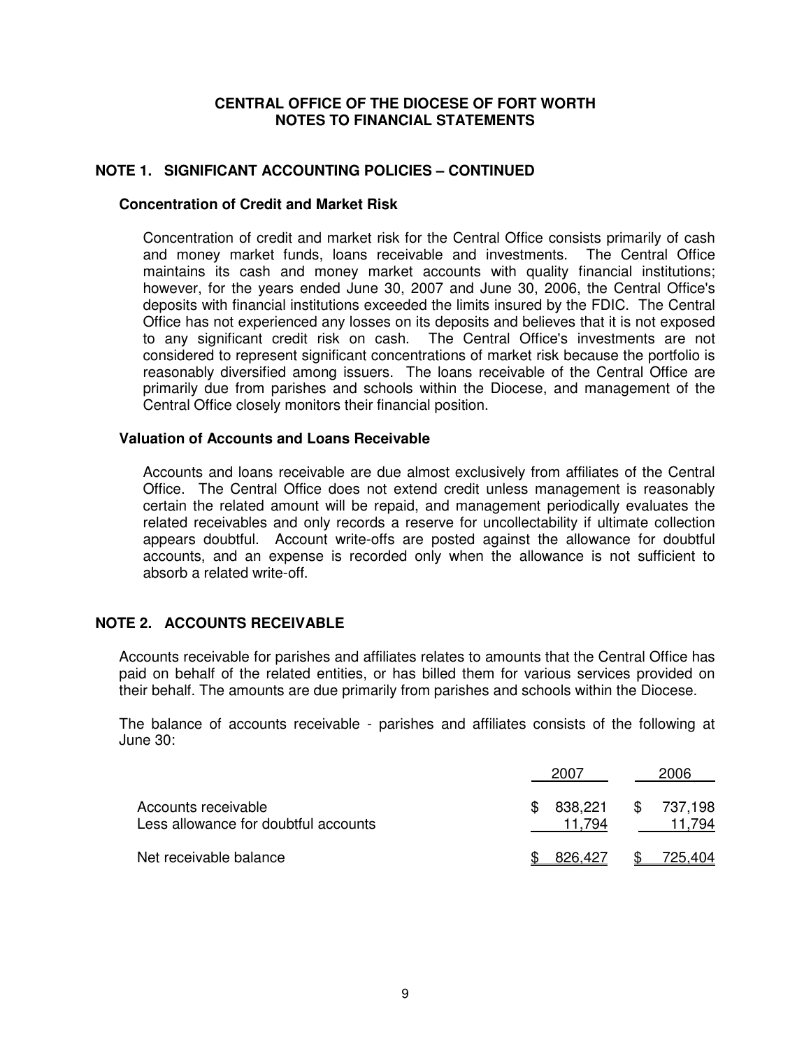**CENTRAL OFFICE OF THE DIOCESE OF FORT WORTH**
**NOTES TO FINANCIAL STATEMENTS**

## NOTE 1. SIGNIFICANT ACCOUNTING POLICIES – CONTINUED

### Concentration of Credit and Market Risk

Concentration of credit and market risk for the Central Office consists primarily of cash and money market funds, loans receivable and investments. The Central Office maintains its cash and money market accounts with quality financial institutions; however, for the years ended June 30, 2007 and June 30, 2006, the Central Office's deposits with financial institutions exceeded the limits insured by the FDIC. The Central Office has not experienced any losses on its deposits and believes that it is not exposed to any significant credit risk on cash. The Central Office's investments are not considered to represent significant concentrations of market risk because the portfolio is reasonably diversified among issuers. The loans receivable of the Central Office are primarily due from parishes and schools within the Diocese, and management of the Central Office closely monitors their financial position.

### Valuation of Accounts and Loans Receivable

Accounts and loans receivable are due almost exclusively from affiliates of the Central Office. The Central Office does not extend credit unless management is reasonably certain the related amount will be repaid, and management periodically evaluates the related receivables and only records a reserve for uncollectability if ultimate collection appears doubtful. Account write-offs are posted against the allowance for doubtful accounts, and an expense is recorded only when the allowance is not sufficient to absorb a related write-off.

## NOTE 2. ACCOUNTS RECEIVABLE

Accounts receivable for parishes and affiliates relates to amounts that the Central Office has paid on behalf of the related entities, or has billed them for various services provided on their behalf. The amounts are due primarily from parishes and schools within the Diocese.

The balance of accounts receivable - parishes and affiliates consists of the following at June 30:

| | 2007 | 2006 |
|---|---|---|
| Accounts receivable | $ 838,221 | $ 737,198 |
| Less allowance for doubtful accounts | 11,794 | 11,794 |
| Net receivable balance | $ 826,427 | $ 725,404 |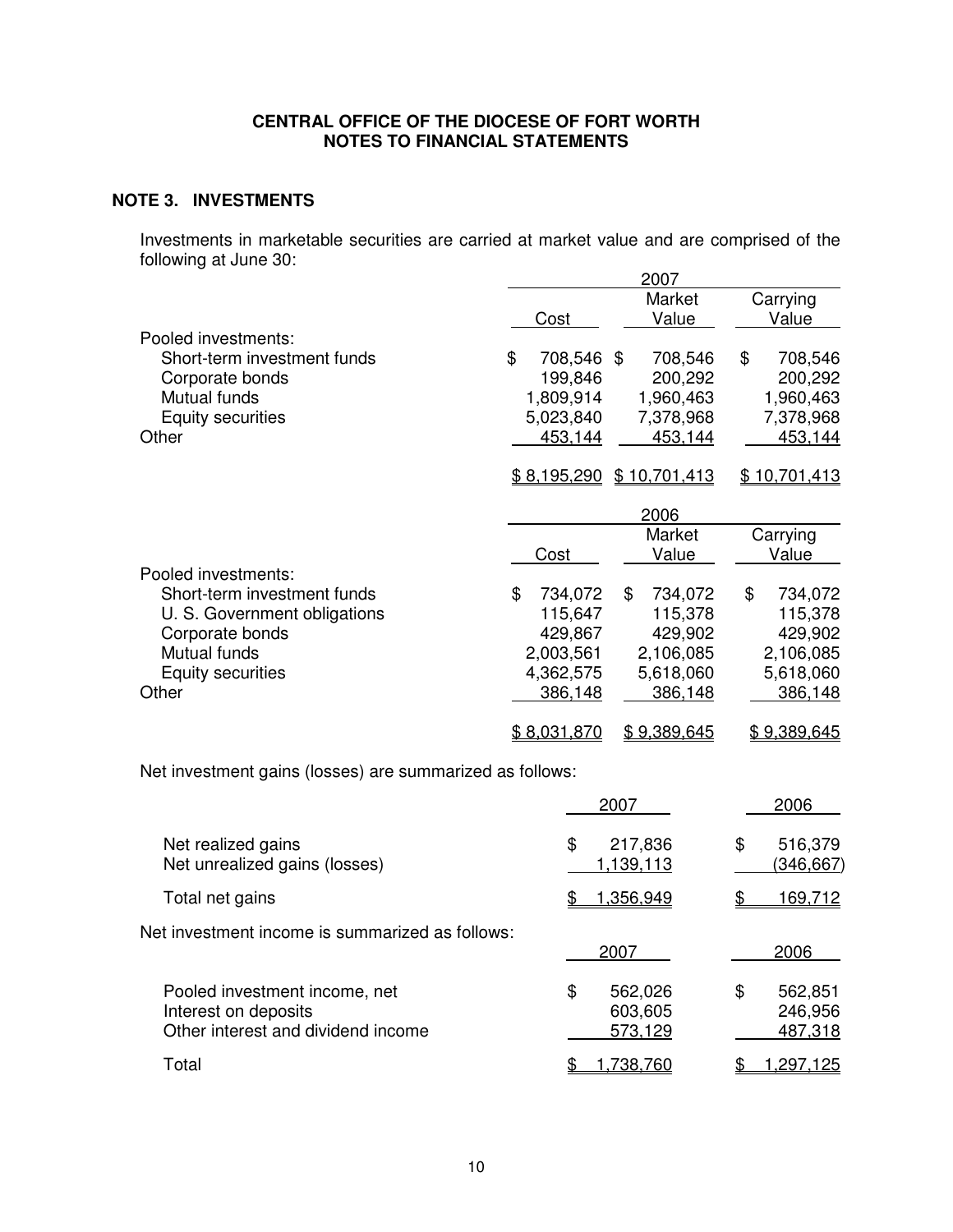**CENTRAL OFFICE OF THE DIOCESE OF FORT WORTH**
**NOTES TO FINANCIAL STATEMENTS**

## NOTE 3. INVESTMENTS

Investments in marketable securities are carried at market value and are comprised of the following at June 30:

| | 2007 | | |
|---|---|---|---|
| | Cost | Market Value | Carrying Value |
| Pooled investments: | | | |
| Short-term investment funds | $ 708,546 | $ 708,546 | $ 708,546 |
| Corporate bonds | 199,846 | 200,292 | 200,292 |
| Mutual funds | 1,809,914 | 1,960,463 | 1,960,463 |
| Equity securities | 5,023,840 | 7,378,968 | 7,378,968 |
| Other | 453,144 | 453,144 | 453,144 |
| | $ 8,195,290 | $ 10,701,413 | $ 10,701,413 |

| | 2006 | | |
|---|---|---|---|
| | Cost | Market Value | Carrying Value |
| Pooled investments: | | | |
| Short-term investment funds | $ 734,072 | $ 734,072 | $ 734,072 |
| U. S. Government obligations | 115,647 | 115,378 | 115,378 |
| Corporate bonds | 429,867 | 429,902 | 429,902 |
| Mutual funds | 2,003,561 | 2,106,085 | 2,106,085 |
| Equity securities | 4,362,575 | 5,618,060 | 5,618,060 |
| Other | 386,148 | 386,148 | 386,148 |
| | $ 8,031,870 | $ 9,389,645 | $ 9,389,645 |

Net investment gains (losses) are summarized as follows:

| | 2007 | 2006 |
|---|---|---|
| Net realized gains | $ 217,836 | $ 516,379 |
| Net unrealized gains (losses) | 1,139,113 | (346,667) |
| Total net gains | $ 1,356,949 | $ 169,712 |

Net investment income is summarized as follows:

| | 2007 | 2006 |
|---|---|---|
| Pooled investment income, net | $ 562,026 | $ 562,851 |
| Interest on deposits | 603,605 | 246,956 |
| Other interest and dividend income | 573,129 | 487,318 |
| Total | $ 1,738,760 | $ 1,297,125 |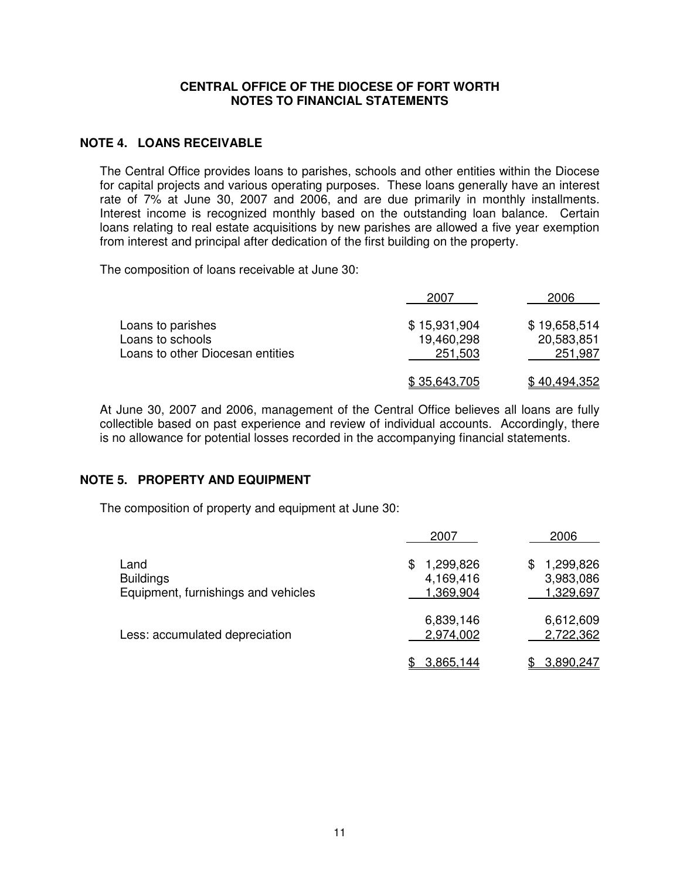**CENTRAL OFFICE OF THE DIOCESE OF FORT WORTH**
**NOTES TO FINANCIAL STATEMENTS**

## NOTE 4. LOANS RECEIVABLE

The Central Office provides loans to parishes, schools and other entities within the Diocese for capital projects and various operating purposes. These loans generally have an interest rate of 7% at June 30, 2007 and 2006, and are due primarily in monthly installments. Interest income is recognized monthly based on the outstanding loan balance. Certain loans relating to real estate acquisitions by new parishes are allowed a five year exemption from interest and principal after dedication of the first building on the property.

The composition of loans receivable at June 30:

| | 2007 | 2006 |
|---|---|---|
| Loans to parishes | $ 15,931,904 | $ 19,658,514 |
| Loans to schools | 19,460,298 | 20,583,851 |
| Loans to other Diocesan entities | 251,503 | 251,987 |
| | $ 35,643,705 | $ 40,494,352 |

At June 30, 2007 and 2006, management of the Central Office believes all loans are fully collectible based on past experience and review of individual accounts. Accordingly, there is no allowance for potential losses recorded in the accompanying financial statements.

## NOTE 5. PROPERTY AND EQUIPMENT

The composition of property and equipment at June 30:

| | 2007 | 2006 |
|---|---|---|
| Land | $ 1,299,826 | $ 1,299,826 |
| Buildings | 4,169,416 | 3,983,086 |
| Equipment, furnishings and vehicles | 1,369,904 | 1,329,697 |
| | 6,839,146 | 6,612,609 |
| Less: accumulated depreciation | 2,974,002 | 2,722,362 |
| | $ 3,865,144 | $ 3,890,247 |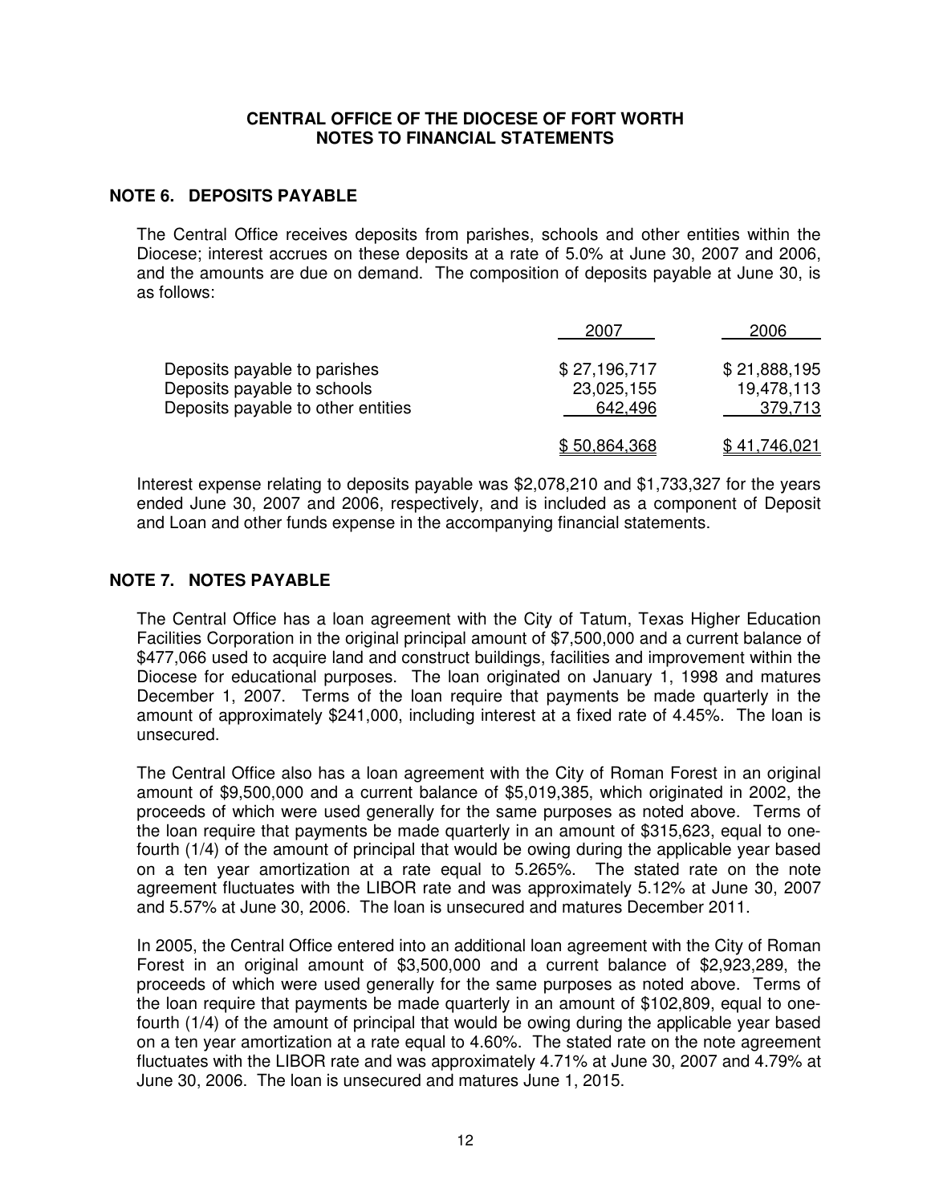**CENTRAL OFFICE OF THE DIOCESE OF FORT WORTH**
**NOTES TO FINANCIAL STATEMENTS**

## NOTE 6. DEPOSITS PAYABLE

The Central Office receives deposits from parishes, schools and other entities within the Diocese; interest accrues on these deposits at a rate of 5.0% at June 30, 2007 and 2006, and the amounts are due on demand. The composition of deposits payable at June 30, is as follows:

| | 2007 | 2006 |
|---|---|---|
| Deposits payable to parishes | $ 27,196,717 | $ 21,888,195 |
| Deposits payable to schools | 23,025,155 | 19,478,113 |
| Deposits payable to other entities | 642,496 | 379,713 |
| | $ 50,864,368 | $ 41,746,021 |

Interest expense relating to deposits payable was $2,078,210 and $1,733,327 for the years ended June 30, 2007 and 2006, respectively, and is included as a component of Deposit and Loan and other funds expense in the accompanying financial statements.

## NOTE 7. NOTES PAYABLE

The Central Office has a loan agreement with the City of Tatum, Texas Higher Education Facilities Corporation in the original principal amount of $7,500,000 and a current balance of $477,066 used to acquire land and construct buildings, facilities and improvement within the Diocese for educational purposes. The loan originated on January 1, 1998 and matures December 1, 2007. Terms of the loan require that payments be made quarterly in the amount of approximately $241,000, including interest at a fixed rate of 4.45%. The loan is unsecured.

The Central Office also has a loan agreement with the City of Roman Forest in an original amount of $9,500,000 and a current balance of $5,019,385, which originated in 2002, the proceeds of which were used generally for the same purposes as noted above. Terms of the loan require that payments be made quarterly in an amount of $315,623, equal to one-fourth (1/4) of the amount of principal that would be owing during the applicable year based on a ten year amortization at a rate equal to 5.265%. The stated rate on the note agreement fluctuates with the LIBOR rate and was approximately 5.12% at June 30, 2007 and 5.57% at June 30, 2006. The loan is unsecured and matures December 2011.

In 2005, the Central Office entered into an additional loan agreement with the City of Roman Forest in an original amount of $3,500,000 and a current balance of $2,923,289, the proceeds of which were used generally for the same purposes as noted above. Terms of the loan require that payments be made quarterly in an amount of $102,809, equal to one-fourth (1/4) of the amount of principal that would be owing during the applicable year based on a ten year amortization at a rate equal to 4.60%. The stated rate on the note agreement fluctuates with the LIBOR rate and was approximately 4.71% at June 30, 2007 and 4.79% at June 30, 2006. The loan is unsecured and matures June 1, 2015.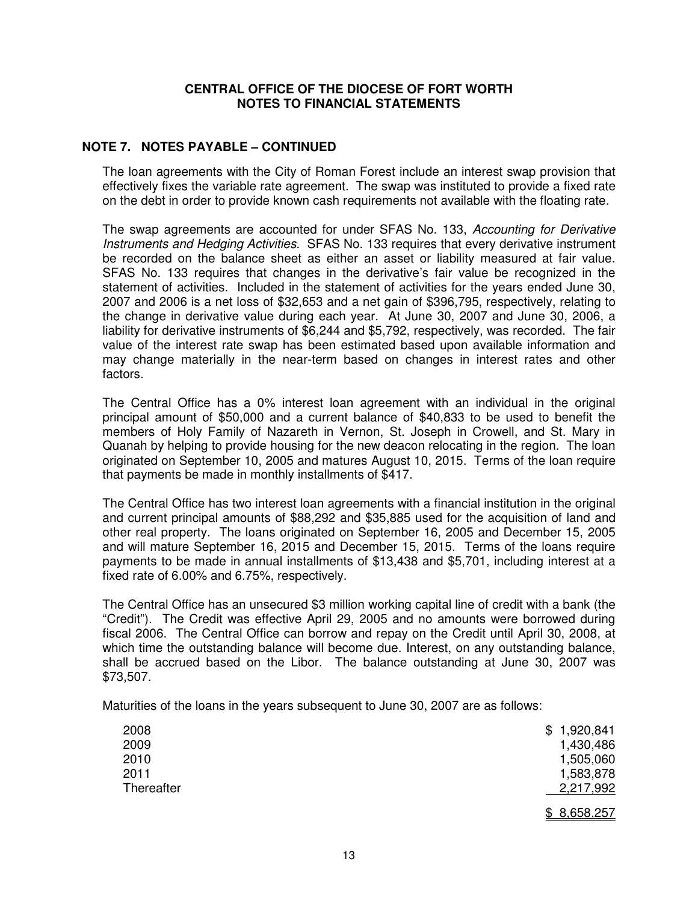**CENTRAL OFFICE OF THE DIOCESE OF FORT WORTH**
**NOTES TO FINANCIAL STATEMENTS**

## NOTE 7. NOTES PAYABLE – CONTINUED

The loan agreements with the City of Roman Forest include an interest swap provision that effectively fixes the variable rate agreement. The swap was instituted to provide a fixed rate on the debt in order to provide known cash requirements not available with the floating rate.

The swap agreements are accounted for under SFAS No. 133, *Accounting for Derivative Instruments and Hedging Activities*. SFAS No. 133 requires that every derivative instrument be recorded on the balance sheet as either an asset or liability measured at fair value. SFAS No. 133 requires that changes in the derivative's fair value be recognized in the statement of activities. Included in the statement of activities for the years ended June 30, 2007 and 2006 is a net loss of $32,653 and a net gain of $396,795, respectively, relating to the change in derivative value during each year. At June 30, 2007 and June 30, 2006, a liability for derivative instruments of $6,244 and $5,792, respectively, was recorded. The fair value of the interest rate swap has been estimated based upon available information and may change materially in the near-term based on changes in interest rates and other factors.

The Central Office has a 0% interest loan agreement with an individual in the original principal amount of $50,000 and a current balance of $40,833 to be used to benefit the members of Holy Family of Nazareth in Vernon, St. Joseph in Crowell, and St. Mary in Quanah by helping to provide housing for the new deacon relocating in the region. The loan originated on September 10, 2005 and matures August 10, 2015. Terms of the loan require that payments be made in monthly installments of $417.

The Central Office has two interest loan agreements with a financial institution in the original and current principal amounts of $88,292 and $35,885 used for the acquisition of land and other real property. The loans originated on September 16, 2005 and December 15, 2005 and will mature September 16, 2015 and December 15, 2015. Terms of the loans require payments to be made in annual installments of $13,438 and $5,701, including interest at a fixed rate of 6.00% and 6.75%, respectively.

The Central Office has an unsecured $3 million working capital line of credit with a bank (the "Credit"). The Credit was effective April 29, 2005 and no amounts were borrowed during fiscal 2006. The Central Office can borrow and repay on the Credit until April 30, 2008, at which time the outstanding balance will become due. Interest, on any outstanding balance, shall be accrued based on the Libor. The balance outstanding at June 30, 2007 was $73,507.

Maturities of the loans in the years subsequent to June 30, 2007 are as follows:

| | |
|---|---|
| 2008 | $ 1,920,841 |
| 2009 | 1,430,486 |
| 2010 | 1,505,060 |
| 2011 | 1,583,878 |
| Thereafter | 2,217,992 |
| | $ 8,658,257 |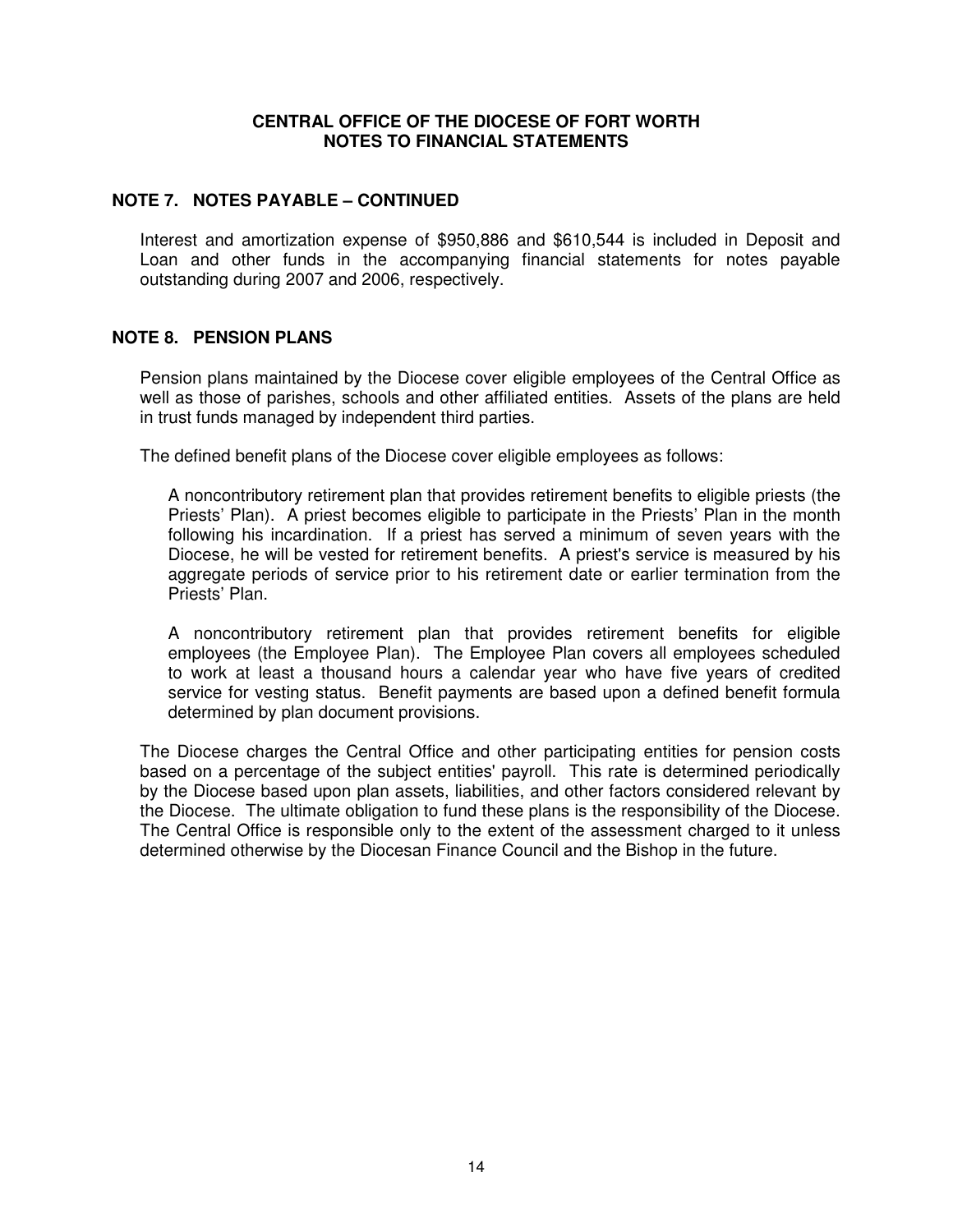**CENTRAL OFFICE OF THE DIOCESE OF FORT WORTH**
**NOTES TO FINANCIAL STATEMENTS**

## NOTE 7. NOTES PAYABLE – CONTINUED

Interest and amortization expense of $950,886 and $610,544 is included in Deposit and Loan and other funds in the accompanying financial statements for notes payable outstanding during 2007 and 2006, respectively.

## NOTE 8. PENSION PLANS

Pension plans maintained by the Diocese cover eligible employees of the Central Office as well as those of parishes, schools and other affiliated entities. Assets of the plans are held in trust funds managed by independent third parties.

The defined benefit plans of the Diocese cover eligible employees as follows:

A noncontributory retirement plan that provides retirement benefits to eligible priests (the Priests' Plan). A priest becomes eligible to participate in the Priests' Plan in the month following his incardination. If a priest has served a minimum of seven years with the Diocese, he will be vested for retirement benefits. A priest's service is measured by his aggregate periods of service prior to his retirement date or earlier termination from the Priests' Plan.

A noncontributory retirement plan that provides retirement benefits for eligible employees (the Employee Plan). The Employee Plan covers all employees scheduled to work at least a thousand hours a calendar year who have five years of credited service for vesting status. Benefit payments are based upon a defined benefit formula determined by plan document provisions.

The Diocese charges the Central Office and other participating entities for pension costs based on a percentage of the subject entities' payroll. This rate is determined periodically by the Diocese based upon plan assets, liabilities, and other factors considered relevant by the Diocese. The ultimate obligation to fund these plans is the responsibility of the Diocese. The Central Office is responsible only to the extent of the assessment charged to it unless determined otherwise by the Diocesan Finance Council and the Bishop in the future.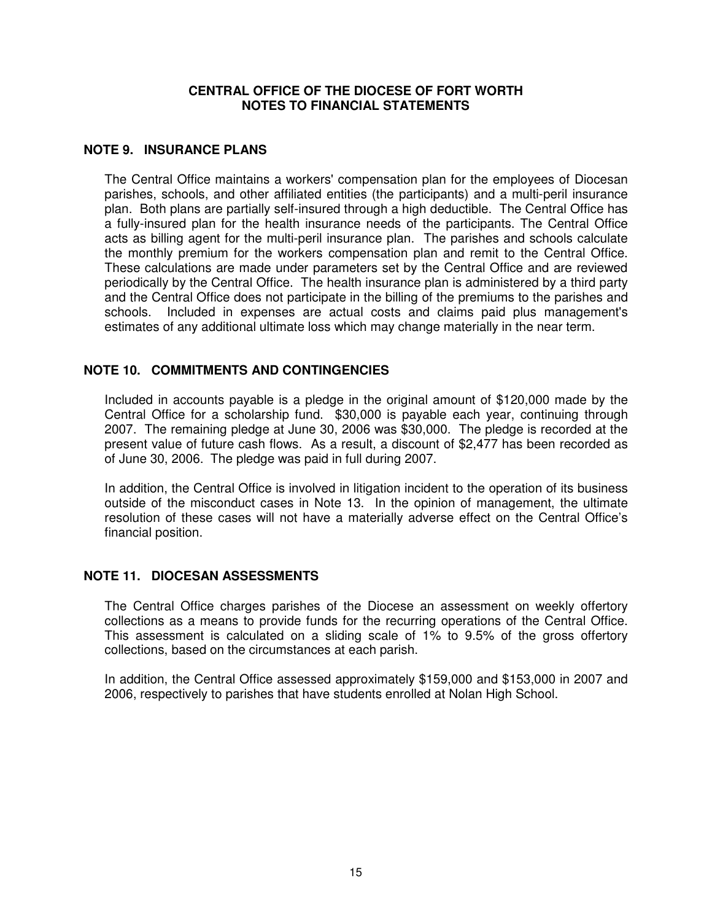**CENTRAL OFFICE OF THE DIOCESE OF FORT WORTH**
**NOTES TO FINANCIAL STATEMENTS**

## NOTE 9. INSURANCE PLANS

The Central Office maintains a workers' compensation plan for the employees of Diocesan parishes, schools, and other affiliated entities (the participants) and a multi-peril insurance plan. Both plans are partially self-insured through a high deductible. The Central Office has a fully-insured plan for the health insurance needs of the participants. The Central Office acts as billing agent for the multi-peril insurance plan. The parishes and schools calculate the monthly premium for the workers compensation plan and remit to the Central Office. These calculations are made under parameters set by the Central Office and are reviewed periodically by the Central Office. The health insurance plan is administered by a third party and the Central Office does not participate in the billing of the premiums to the parishes and schools. Included in expenses are actual costs and claims paid plus management's estimates of any additional ultimate loss which may change materially in the near term.

## NOTE 10. COMMITMENTS AND CONTINGENCIES

Included in accounts payable is a pledge in the original amount of $120,000 made by the Central Office for a scholarship fund. $30,000 is payable each year, continuing through 2007. The remaining pledge at June 30, 2006 was $30,000. The pledge is recorded at the present value of future cash flows. As a result, a discount of $2,477 has been recorded as of June 30, 2006. The pledge was paid in full during 2007.

In addition, the Central Office is involved in litigation incident to the operation of its business outside of the misconduct cases in Note 13. In the opinion of management, the ultimate resolution of these cases will not have a materially adverse effect on the Central Office's financial position.

## NOTE 11. DIOCESAN ASSESSMENTS

The Central Office charges parishes of the Diocese an assessment on weekly offertory collections as a means to provide funds for the recurring operations of the Central Office. This assessment is calculated on a sliding scale of 1% to 9.5% of the gross offertory collections, based on the circumstances at each parish.

In addition, the Central Office assessed approximately $159,000 and $153,000 in 2007 and 2006, respectively to parishes that have students enrolled at Nolan High School.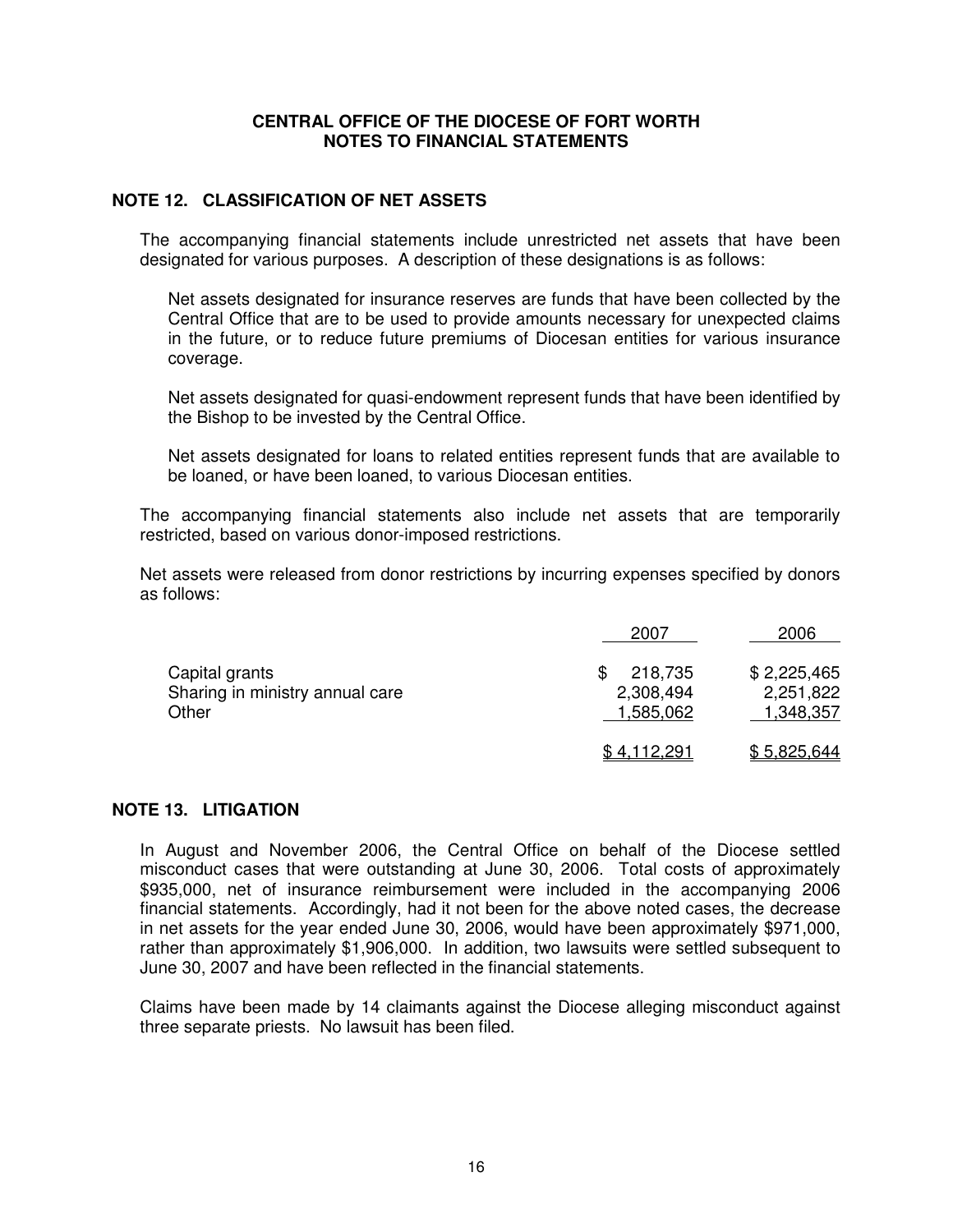**CENTRAL OFFICE OF THE DIOCESE OF FORT WORTH**
**NOTES TO FINANCIAL STATEMENTS**

## NOTE 12. CLASSIFICATION OF NET ASSETS

The accompanying financial statements include unrestricted net assets that have been designated for various purposes. A description of these designations is as follows:

Net assets designated for insurance reserves are funds that have been collected by the Central Office that are to be used to provide amounts necessary for unexpected claims in the future, or to reduce future premiums of Diocesan entities for various insurance coverage.

Net assets designated for quasi-endowment represent funds that have been identified by the Bishop to be invested by the Central Office.

Net assets designated for loans to related entities represent funds that are available to be loaned, or have been loaned, to various Diocesan entities.

The accompanying financial statements also include net assets that are temporarily restricted, based on various donor-imposed restrictions.

Net assets were released from donor restrictions by incurring expenses specified by donors as follows:

| | 2007 | 2006 |
|---|---|---|
| Capital grants | $ 218,735 | $ 2,225,465 |
| Sharing in ministry annual care | 2,308,494 | 2,251,822 |
| Other | 1,585,062 | 1,348,357 |
| | $ 4,112,291 | $ 5,825,644 |

## NOTE 13. LITIGATION

In August and November 2006, the Central Office on behalf of the Diocese settled misconduct cases that were outstanding at June 30, 2006. Total costs of approximately $935,000, net of insurance reimbursement were included in the accompanying 2006 financial statements. Accordingly, had it not been for the above noted cases, the decrease in net assets for the year ended June 30, 2006, would have been approximately $971,000, rather than approximately $1,906,000. In addition, two lawsuits were settled subsequent to June 30, 2007 and have been reflected in the financial statements.

Claims have been made by 14 claimants against the Diocese alleging misconduct against three separate priests. No lawsuit has been filed.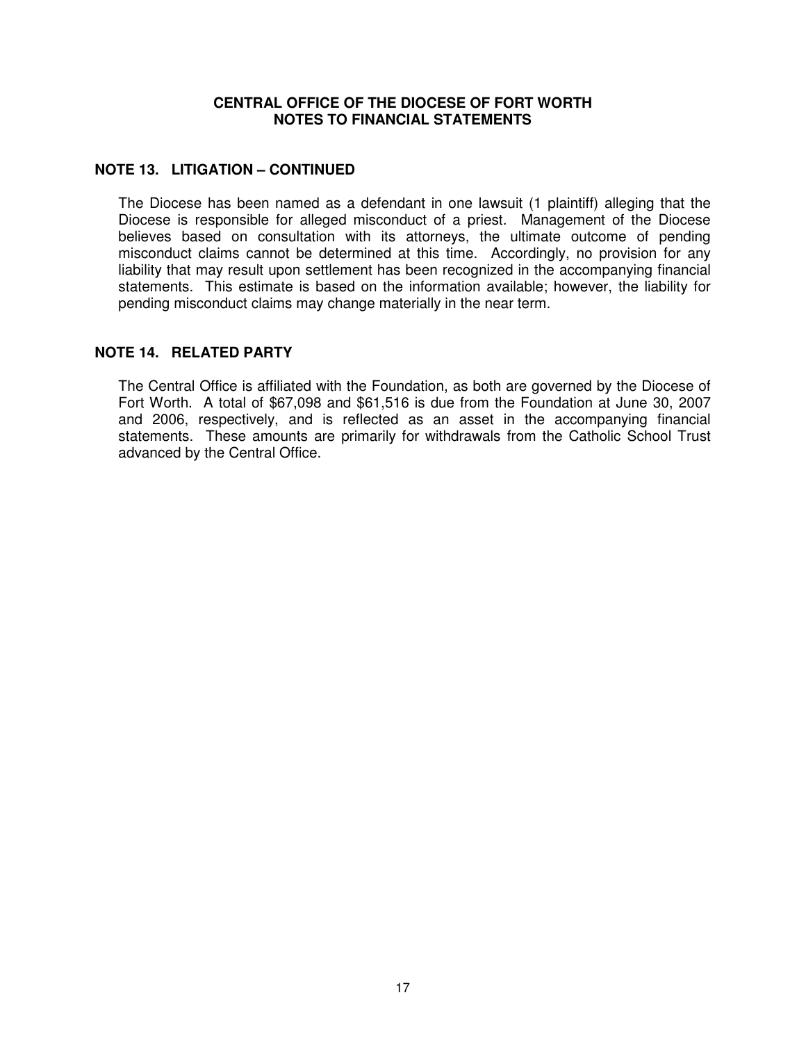**CENTRAL OFFICE OF THE DIOCESE OF FORT WORTH**
**NOTES TO FINANCIAL STATEMENTS**

## NOTE 13. LITIGATION – CONTINUED

The Diocese has been named as a defendant in one lawsuit (1 plaintiff) alleging that the Diocese is responsible for alleged misconduct of a priest. Management of the Diocese believes based on consultation with its attorneys, the ultimate outcome of pending misconduct claims cannot be determined at this time. Accordingly, no provision for any liability that may result upon settlement has been recognized in the accompanying financial statements. This estimate is based on the information available; however, the liability for pending misconduct claims may change materially in the near term.

## NOTE 14. RELATED PARTY

The Central Office is affiliated with the Foundation, as both are governed by the Diocese of Fort Worth. A total of $67,098 and $61,516 is due from the Foundation at June 30, 2007 and 2006, respectively, and is reflected as an asset in the accompanying financial statements. These amounts are primarily for withdrawals from the Catholic School Trust advanced by the Central Office.